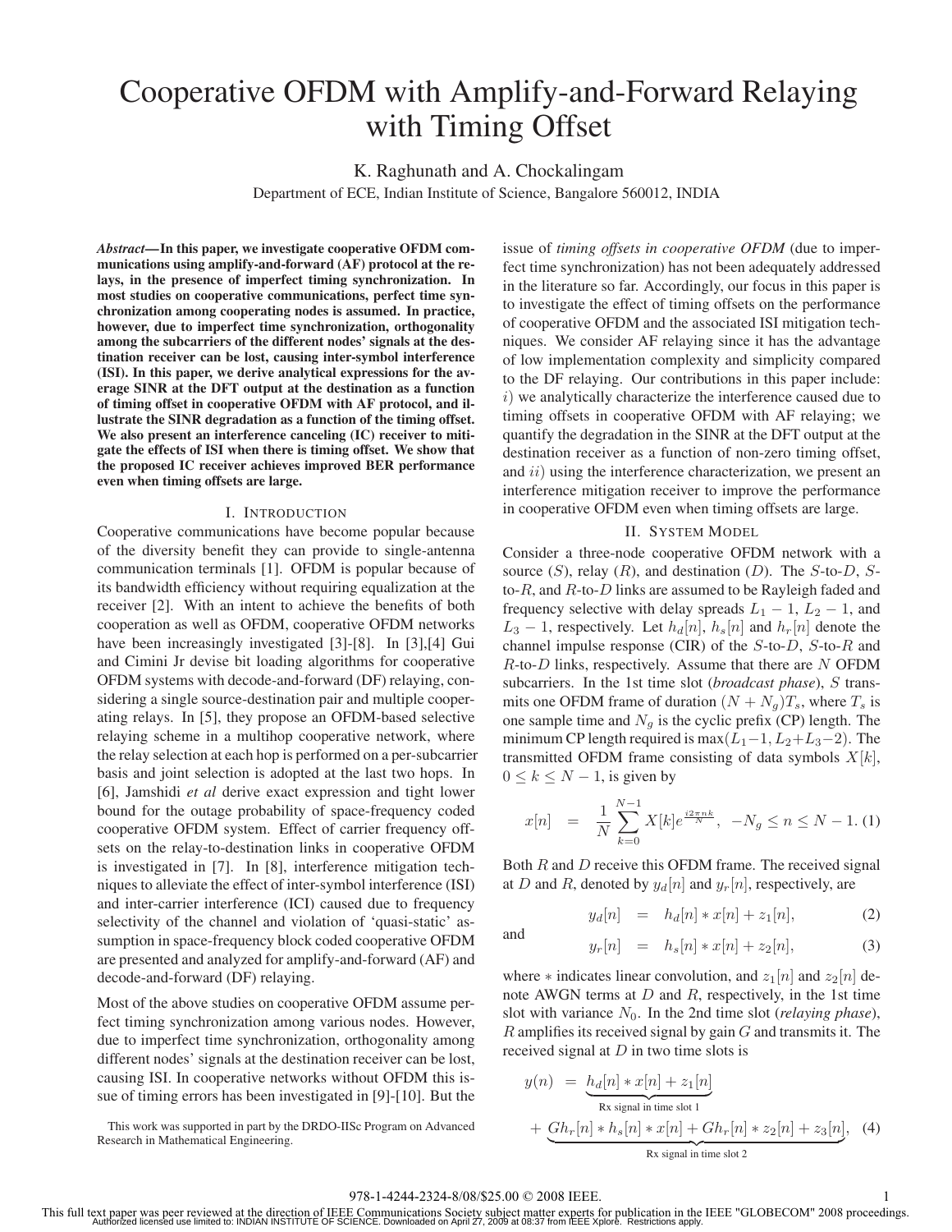# Cooperative OFDM with Amplify-and-Forward Relaying with Timing Offset

K. Raghunath and A. Chockalingam

Department of ECE, Indian Institute of Science, Bangalore 560012, INDIA

***Abstract*—In this paper, we investigate cooperative OFDM communications using amplify-and-forward (AF) protocol at the relays, in the presence of imperfect timing synchronization. In most studies on cooperative communications, perfect time synchronization among cooperating nodes is assumed. In practice, however, due to imperfect time synchronization, orthogonality among the subcarriers of the different nodes' signals at the destination receiver can be lost, causing inter-symbol interference (ISI). In this paper, we derive analytical expressions for the average SINR at the DFT output at the destination as a function of timing offset in cooperative OFDM with AF protocol, and illustrate the SINR degradation as a function of the timing offset. We also present an interference canceling (IC) receiver to mitigate the effects of ISI when there is timing offset. We show that the proposed IC receiver achieves improved BER performance even when timing offsets are large.**

## I. Introduction

Cooperative communications have become popular because of the diversity benefit they can provide to single-antenna communication terminals [1]. OFDM is popular because of its bandwidth efficiency without requiring equalization at the receiver [2]. With an intent to achieve the benefits of both cooperation as well as OFDM, cooperative OFDM networks have been increasingly investigated [3]-[8]. In [3],[4] Gui and Cimini Jr devise bit loading algorithms for cooperative OFDM systems with decode-and-forward (DF) relaying, considering a single source-destination pair and multiple cooperating relays. In [5], they propose an OFDM-based selective relaying scheme in a multihop cooperative network, where the relay selection at each hop is performed on a per-subcarrier basis and joint selection is adopted at the last two hops. In [6], Jamshidi *et al* derive exact expression and tight lower bound for the outage probability of space-frequency coded cooperative OFDM system. Effect of carrier frequency offsets on the relay-to-destination links in cooperative OFDM is investigated in [7]. In [8], interference mitigation techniques to alleviate the effect of inter-symbol interference (ISI) and inter-carrier interference (ICI) caused due to frequency selectivity of the channel and violation of 'quasi-static' assumption in space-frequency block coded cooperative OFDM are presented and analyzed for amplify-and-forward (AF) and decode-and-forward (DF) relaying.

Most of the above studies on cooperative OFDM assume perfect timing synchronization among various nodes. However, due to imperfect time synchronization, orthogonality among different nodes' signals at the destination receiver can be lost, causing ISI. In cooperative networks without OFDM this issue of timing errors has been investigated in [9]-[10]. But the issue of *timing offsets in cooperative OFDM* (due to imperfect time synchronization) has not been adequately addressed in the literature so far. Accordingly, our focus in this paper is to investigate the effect of timing offsets on the performance of cooperative OFDM and the associated ISI mitigation techniques. We consider AF relaying since it has the advantage of low implementation complexity and simplicity compared to the DF relaying. Our contributions in this paper include: $i$) we analytically characterize the interference caused due to timing offsets in cooperative OFDM with AF relaying; we quantify the degradation in the SINR at the DFT output at the destination receiver as a function of non-zero timing offset, and $ii$) using the interference characterization, we present an interference mitigation receiver to improve the performance in cooperative OFDM even when timing offsets are large.

This work was supported in part by the DRDO-IISc Program on Advanced Research in Mathematical Engineering.

## II. System Model

Consider a three-node cooperative OFDM network with a source ($S$), relay ($R$), and destination ($D$). The $S$-to-$D$, $S$-to-$R$, and $R$-to-$D$ links are assumed to be Rayleigh faded and frequency selective with delay spreads $L_1 - 1$, $L_2 - 1$, and $L_3 - 1$, respectively. Let $h_d[n]$, $h_s[n]$ and $h_r[n]$ denote the channel impulse response (CIR) of the $S$-to-$D$, $S$-to-$R$ and $R$-to-$D$ links, respectively. Assume that there are $N$ OFDM subcarriers. In the 1st time slot (*broadcast phase*), $S$ transmits one OFDM frame of duration $(N + N_g)T_s$, where $T_s$ is one sample time and $N_g$ is the cyclic prefix (CP) length. The minimum CP length required is $\max(L_1-1, L_2+L_3-2)$. The transmitted OFDM frame consisting of data symbols $X[k]$, $0 \le k \le N-1$, is given by

$$x[n] \;=\; \frac{1}{N}\sum_{k=0}^{N-1} X[k]e^{\frac{i2\pi nk}{N}}, \;\; -N_g \le n \le N-1. \quad (1)$$

Both $R$ and $D$ receive this OFDM frame. The received signal at $D$ and $R$, denoted by $y_d[n]$ and $y_r[n]$, respectively, are

$$y_d[n] \;=\; h_d[n] * x[n] + z_1[n], \quad (2)$$

and

$$y_r[n] \;=\; h_s[n] * x[n] + z_2[n], \quad (3)$$

where $*$ indicates linear convolution, and $z_1[n]$ and $z_2[n]$ denote AWGN terms at $D$ and $R$, respectively, in the 1st time slot with variance $N_0$. In the 2nd time slot (*relaying phase*), $R$ amplifies its received signal by gain $G$ and transmits it. The received signal at $D$ in two time slots is

$$y(n) \;=\; \underbrace{h_d[n] * x[n] + z_1[n]}_{\text{Rx signal in time slot 1}} + \underbrace{Gh_r[n] * h_s[n] * x[n] + Gh_r[n] * z_2[n] + z_3[n]}_{\text{Rx signal in time slot 2}}, \quad (4)$$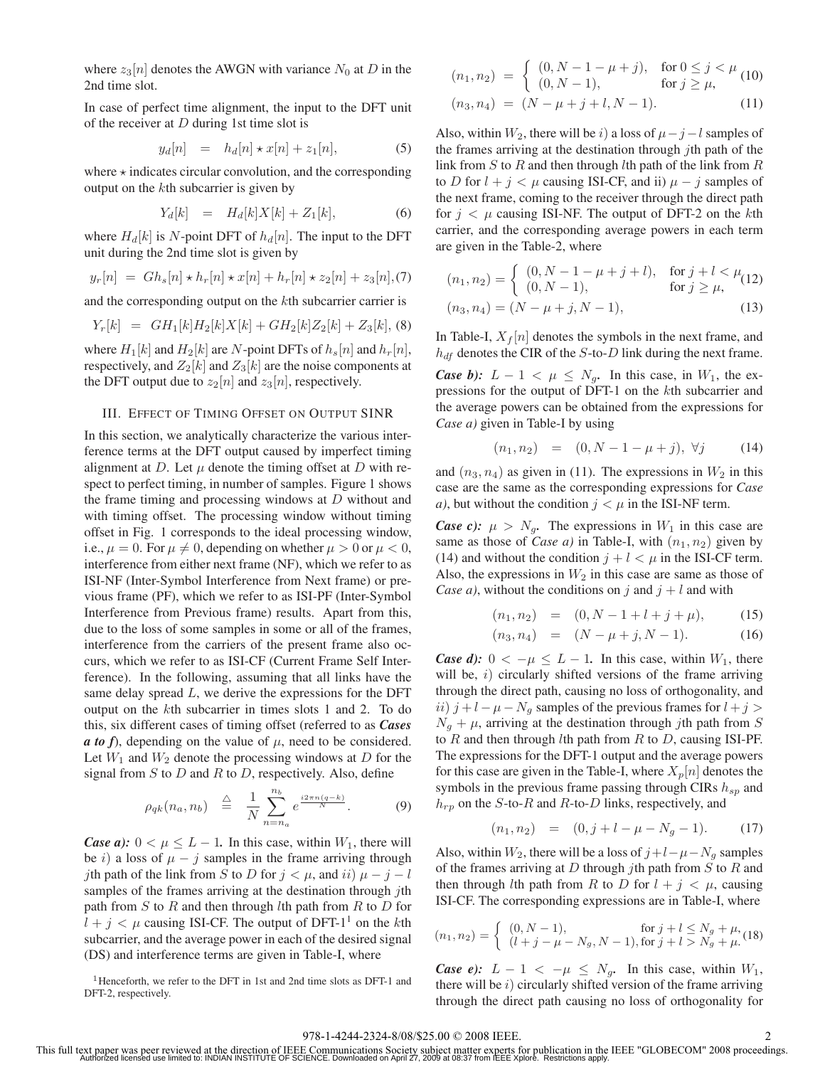where $z_3[n]$ denotes the AWGN with variance $N_0$ at $D$ in the 2nd time slot.

In case of perfect time alignment, the input to the DFT unit of the receiver at $D$ during 1st time slot is

$$y_d[n] \quad = \quad h_d[n] \star x[n] + z_1[n], \tag{5}$$

where $\star$ indicates circular convolution, and the corresponding output on the $k$th subcarrier is given by

$$Y_d[k] \quad = \quad H_d[k]X[k] + Z_1[k], \tag{6}$$

where $H_d[k]$ is $N$-point DFT of $h_d[n]$. The input to the DFT unit during the 2nd time slot is given by

$$y_r[n] \;=\; Gh_s[n] \star h_r[n] \star x[n] + h_r[n] \star z_2[n] + z_3[n], \tag{7}$$

and the corresponding output on the $k$th subcarrier carrier is

$$Y_r[k] \;=\; GH_1[k]H_2[k]X[k] + GH_2[k]Z_2[k] + Z_3[k], \tag{8}$$

where $H_1[k]$ and $H_2[k]$ are $N$-point DFTs of $h_s[n]$ and $h_r[n]$, respectively, and $Z_2[k]$ and $Z_3[k]$ are the noise components at the DFT output due to $z_2[n]$ and $z_3[n]$, respectively.

## III. Effect of Timing Offset on Output SINR

In this section, we analytically characterize the various interference terms at the DFT output caused by imperfect timing alignment at $D$. Let $\mu$ denote the timing offset at $D$ with respect to perfect timing, in number of samples. Figure 1 shows the frame timing and processing windows at $D$ without and with timing offset. The processing window without timing offset in Fig. 1 corresponds to the ideal processing window, i.e., $\mu = 0$. For $\mu \neq 0$, depending on whether $\mu > 0$ or $\mu < 0$, interference from either next frame (NF), which we refer to as ISI-NF (Inter-Symbol Interference from Next frame) or previous frame (PF), which we refer to as ISI-PF (Inter-Symbol Interference from Previous frame) results. Apart from this, due to the loss of some samples in some or all of the frames, interference from the carriers of the present frame also occurs, which we refer to as ISI-CF (Current Frame Self Interference). In the following, assuming that all links have the same delay spread $L$, we derive the expressions for the DFT output on the $k$th subcarrier in times slots 1 and 2. To do this, six different cases of timing offset (referred to as ***Cases a to f***), depending on the value of $\mu$, need to be considered. Let $W_1$ and $W_2$ denote the processing windows at $D$ for the signal from $S$ to $D$ and $R$ to $D$, respectively. Also, define

$$\rho_{qk}(n_a, n_b) \quad \stackrel{\triangle}{=} \quad \frac{1}{N} \sum_{n=n_a}^{n_b} e^{\frac{i2\pi n(q-k)}{N}}. \tag{9}$$

***Case a):*** $0 < \mu \leq L-1$**.** In this case, within $W_1$, there will be $i)$ a loss of $\mu - j$ samples in the frame arriving through $j$th path of the link from $S$ to $D$ for $j < \mu$, and $ii)$ $\mu - j - l$ samples of the frames arriving at the destination through $j$th path from $S$ to $R$ and then through $l$th path from $R$ to $D$ for $l + j < \mu$ causing ISI-CF. The output of DFT-1[1] on the $k$th subcarrier, and the average power in each of the desired signal (DS) and interference terms are given in Table-I, where

$$(n_1, n_2) \;=\; \begin{cases} (0, N-1-\mu+j), & \text{for } 0 \leq j < \mu \\ (0, N-1), & \text{for } j \geq \mu, \end{cases} \tag{10}$$

$$(n_3, n_4) \;=\; (N - \mu + j + l, N-1). \tag{11}$$

Also, within $W_2$, there will be $i)$ a loss of $\mu - j - l$ samples of the frames arriving at the destination through $j$th path of the link from $S$ to $R$ and then through $l$th path of the link from $R$ to $D$ for $l + j < \mu$ causing ISI-CF, and ii) $\mu - j$ samples of the next frame, coming to the receiver through the direct path for $j < \mu$ causing ISI-NF. The output of DFT-2 on the $k$th carrier, and the corresponding average powers in each term are given in the Table-2, where

$$(n_1, n_2) = \begin{cases} (0, N-1-\mu+j+l), & \text{for } j + l < \mu \\ (0, N-1), & \text{for } j \geq \mu, \end{cases} \tag{12}$$

$$(n_3, n_4) = (N - \mu + j, N-1), \tag{13}$$

In Table-I, $X_f[n]$ denotes the symbols in the next frame, and $h_{df}$ denotes the CIR of the $S$-to-$D$ link during the next frame.

***Case b):*** $L-1 < \mu \leq N_g$**.** In this case, in $W_1$, the expressions for the output of DFT-1 on the $k$th subcarrier and the average powers can be obtained from the expressions for *Case a)* given in Table-I by using

$$(n_1, n_2) \quad = \quad (0, N-1-\mu+j), \;\forall j \tag{14}$$

and $(n_3, n_4)$ as given in (11). The expressions in $W_2$ in this case are the same as the corresponding expressions for *Case a)*, but without the condition $j < \mu$ in the ISI-NF term.

***Case c):*** $\mu > N_g$**.** The expressions in $W_1$ in this case are same as those of *Case a)* in Table-I, with $(n_1, n_2)$ given by (14) and without the condition $j + l < \mu$ in the ISI-CF term. Also, the expressions in $W_2$ in this case are same as those of *Case a)*, without the conditions on $j$ and $j + l$ and with

$$(n_1, n_2) \quad = \quad (0, N-1+l+j+\mu), \tag{15}$$

$$(n_3, n_4) \quad = \quad (N - \mu + j, N-1). \tag{16}$$

***Case d):*** $0 < -\mu \leq L-1$**.** In this case, within $W_1$, there will be, $i)$ circularly shifted versions of the frame arriving through the direct path, causing no loss of orthogonality, and $ii)$ $j + l - \mu - N_g$ samples of the previous frames for $l + j > N_g + \mu$, arriving at the destination through $j$th path from $S$ to $R$ and then through $l$th path from $R$ to $D$, causing ISI-PF. The expressions for the DFT-1 output and the average powers for this case are given in the Table-I, where $X_p[n]$ denotes the symbols in the previous frame passing through CIRs $h_{sp}$ and $h_{rp}$ on the $S$-to-$R$ and $R$-to-$D$ links, respectively, and

$$(n_1, n_2) \quad = \quad (0, j + l - \mu - N_g - 1). \tag{17}$$

Also, within $W_2$, there will be a loss of $j+l-\mu-N_g$ samples of the frames arriving at $D$ through $j$th path from $S$ to $R$ and then through $l$th path from $R$ to $D$ for $l + j < \mu$, causing ISI-CF. The corresponding expressions are in Table-I, where

$$(n_1, n_2) = \begin{cases} (0, N-1), & \text{for } j + l \leq N_g + \mu, \\ (l + j - \mu - N_g, N-1), & \text{for } j + l > N_g + \mu. \end{cases} \tag{18}$$

***Case e):*** $L-1 < -\mu \leq N_g$**.** In this case, within $W_1$, there will be $i)$ circularly shifted version of the frame arriving through the direct path causing no loss of orthogonality for

[1] Henceforth, we refer to the DFT in 1st and 2nd time slots as DFT-1 and DFT-2, respectively.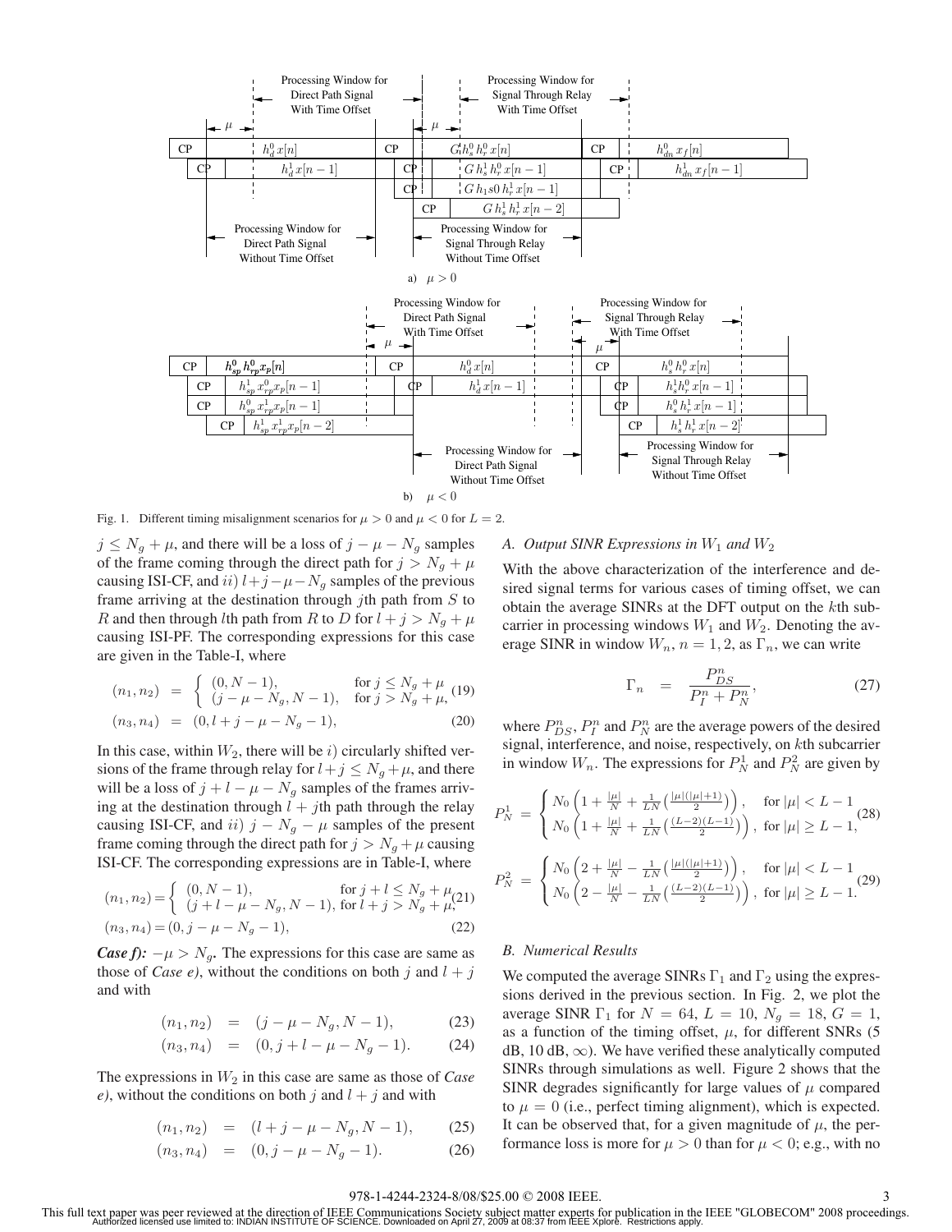Fig. 1. Different timing misalignment scenarios for $\mu > 0$ and $\mu < 0$ for $L = 2$.

$j \leq N_g + \mu$, and there will be a loss of $j - \mu - N_g$ samples of the frame coming through the direct path for $j > N_g + \mu$ causing ISI-CF, and $ii)$ $l + j - \mu - N_g$ samples of the previous frame arriving at the destination through $j$th path from $S$ to $R$ and then through $l$th path from $R$ to $D$ for $l + j > N_g + \mu$ causing ISI-PF. The corresponding expressions for this case are given in the Table-I, where

$$(n_1, n_2) = \begin{cases} (0, N-1), & \text{for } j \leq N_g + \mu \\ (j - \mu - N_g, N-1), & \text{for } j > N_g + \mu, \end{cases} \quad (19)$$

$$(n_3, n_4) = (0, l + j - \mu - N_g - 1), \quad (20)$$

In this case, within $W_2$, there will be $i)$ circularly shifted versions of the frame through relay for $l + j \leq N_g + \mu$, and there will be a loss of $j + l - \mu - N_g$ samples of the frames arriving at the destination through $l + j$th path through the relay causing ISI-CF, and $ii)$ $j - N_g - \mu$ samples of the present frame coming through the direct path for $j > N_g + \mu$ causing ISI-CF. The corresponding expressions are in Table-I, where

$$(n_1, n_2) = \begin{cases} (0, N-1), & \text{for } j + l \leq N_g + \mu \\ (j + l - \mu - N_g, N-1), & \text{for } l + j > N_g + \mu, \end{cases} \quad (21)$$

$$(n_3, n_4) = (0, j - \mu - N_g - 1), \quad (22)$$

***Case f):*** $-\mu > N_g$. The expressions for this case are same as those of *Case e)*, without the conditions on both $j$ and $l + j$ and with

$$(n_1, n_2) = (j - \mu - N_g, N-1), \quad (23)$$

$$(n_3, n_4) = (0, j + l - \mu - N_g - 1). \quad (24)$$

The expressions in $W_2$ in this case are same as those of *Case e)*, without the conditions on both $j$ and $l + j$ and with

$$(n_1, n_2) = (l + j - \mu - N_g, N-1), \quad (25)$$

$$(n_3, n_4) = (0, j - \mu - N_g - 1). \quad (26)$$

### *A. Output SINR Expressions in $W_1$ and $W_2$*

With the above characterization of the interference and desired signal terms for various cases of timing offset, we can obtain the average SINRs at the DFT output on the $k$th subcarrier in processing windows $W_1$ and $W_2$. Denoting the average SINR in window $W_n$, $n = 1, 2$, as $\Gamma_n$, we can write

$$\Gamma_n = \frac{P_{DS}^n}{P_I^n + P_N^n}, \quad (27)$$

where $P_{DS}^n$, $P_I^n$ and $P_N^n$ are the average powers of the desired signal, interference, and noise, respectively, on $k$th subcarrier in window $W_n$. The expressions for $P_N^1$ and $P_N^2$ are given by

$$P_N^1 = \begin{cases} N_0 \left(1 + \frac{|\mu|}{N} + \frac{1}{LN}\left(\frac{|\mu|(|\mu|+1)}{2}\right)\right), & \text{for } |\mu| < L - 1 \\ N_0 \left(1 + \frac{|\mu|}{N} + \frac{1}{LN}\left(\frac{(L-2)(L-1)}{2}\right)\right), & \text{for } |\mu| \geq L - 1, \end{cases} \quad (28)$$

$$P_N^2 = \begin{cases} N_0 \left(2 + \frac{|\mu|}{N} - \frac{1}{LN}\left(\frac{|\mu|(|\mu|+1)}{2}\right)\right), & \text{for } |\mu| < L - 1 \\ N_0 \left(2 - \frac{|\mu|}{N} - \frac{1}{LN}\left(\frac{(L-2)(L-1)}{2}\right)\right), & \text{for } |\mu| \geq L - 1. \end{cases} \quad (29)$$

### *B. Numerical Results*

We computed the average SINRs $\Gamma_1$ and $\Gamma_2$ using the expressions derived in the previous section. In Fig. 2, we plot the average SINR $\Gamma_1$ for $N = 64$, $L = 10$, $N_g = 18$, $G = 1$, as a function of the timing offset, $\mu$, for different SNRs (5 dB, 10 dB, $\infty$). We have verified these analytically computed SINRs through simulations as well. Figure 2 shows that the SINR degrades significantly for large values of $\mu$ compared to $\mu = 0$ (i.e., perfect timing alignment), which is expected. It can be observed that, for a given magnitude of $\mu$, the performance loss is more for $\mu > 0$ than for $\mu < 0$; e.g., with no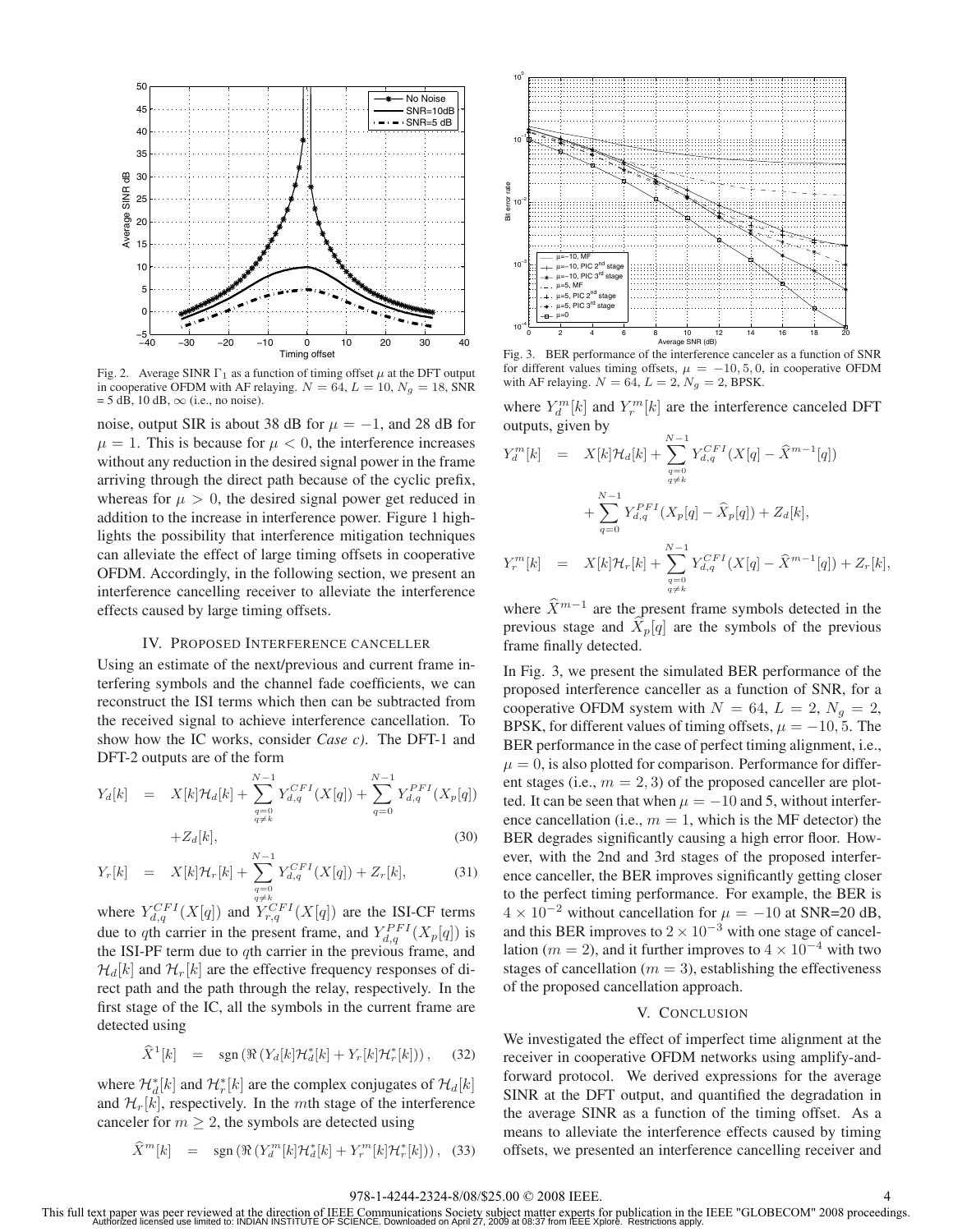Fig. 2. Average SINR $\Gamma_1$ as a function of timing offset $\mu$ at the DFT output in cooperative OFDM with AF relaying. $N = 64$, $L = 10$, $N_g = 18$, SNR = 5 dB, 10 dB, $\infty$ (i.e., no noise).

noise, output SIR is about 38 dB for $\mu = -1$, and 28 dB for $\mu = 1$. This is because for $\mu < 0$, the interference increases without any reduction in the desired signal power in the frame arriving through the direct path because of the cyclic prefix, whereas for $\mu > 0$, the desired signal power get reduced in addition to the increase in interference power. Figure 1 highlights the possibility that interference mitigation techniques can alleviate the effect of large timing offsets in cooperative OFDM. Accordingly, in the following section, we present an interference cancelling receiver to alleviate the interference effects caused by large timing offsets.

## IV. Proposed Interference Canceller

Using an estimate of the next/previous and current frame interfering symbols and the channel fade coefficients, we can reconstruct the ISI terms which then can be subtracted from the received signal to achieve interference cancellation. To show how the IC works, consider *Case c)*. The DFT-1 and DFT-2 outputs are of the form

$$
\begin{aligned}
Y_d[k] &= X[k]\mathcal{H}_d[k] + \sum_{\substack{q=0\\q\neq k}}^{N-1} Y_{d,q}^{CFI}(X[q]) + \sum_{q=0}^{N-1} Y_{d,q}^{PFI}(X_p[q]) \\
&\quad + Z_d[k], \qquad (30)\\
Y_r[k] &= X[k]\mathcal{H}_r[k] + \sum_{\substack{q=0\\q\neq k}}^{N-1} Y_{d,q}^{CFI}(X[q]) + Z_r[k], \qquad (31)
\end{aligned}
$$

where $Y_{d,q}^{CFI}(X[q])$ and $Y_{r,q}^{CFI}(X[q])$ are the ISI-CF terms due to $q$th carrier in the present frame, and $Y_{d,q}^{PFI}(X_p[q])$ is the ISI-PF term due to $q$th carrier in the previous frame, and $\mathcal{H}_d[k]$ and $\mathcal{H}_r[k]$ are the effective frequency responses of direct path and the path through the relay, respectively. In the first stage of the IC, all the symbols in the current frame are detected using

$$
\widehat{X}^1[k] = \operatorname{sgn}\left(\Re\left(Y_d[k]\mathcal{H}_d^*[k] + Y_r[k]\mathcal{H}_r^*[k]\right)\right), \qquad (32)
$$

where $\mathcal{H}_d^*[k]$ and $\mathcal{H}_r^*[k]$ are the complex conjugates of $\mathcal{H}_d[k]$ and $\mathcal{H}_r[k]$, respectively. In the $m$th stage of the interference canceler for $m \geq 2$, the symbols are detected using

$$
\widehat{X}^m[k] = \operatorname{sgn}\left(\Re\left(Y_d^m[k]\mathcal{H}_d^*[k] + Y_r^m[k]\mathcal{H}_r^*[k]\right)\right), \qquad (33)
$$

Fig. 3. BER performance of the interference canceler as a function of SNR for different values timing offsets, $\mu = -10, 5, 0$, in cooperative OFDM with AF relaying. $N = 64$, $L = 2$, $N_g = 2$, BPSK.

where $Y_d^m[k]$ and $Y_r^m[k]$ are the interference canceled DFT outputs, given by

$$
\begin{aligned}
Y_d^m[k] &= X[k]\mathcal{H}_d[k] + \sum_{\substack{q=0\\q\neq k}}^{N-1} Y_{d,q}^{CFI}(X[q] - \widehat{X}^{m-1}[q]) \\
&\quad + \sum_{q=0}^{N-1} Y_{d,q}^{PFI}(X_p[q] - \widehat{X}_p[q]) + Z_d[k],\\
Y_r^m[k] &= X[k]\mathcal{H}_r[k] + \sum_{\substack{q=0\\q\neq k}}^{N-1} Y_{d,q}^{CFI}(X[q] - \widehat{X}^{m-1}[q]) + Z_r[k],
\end{aligned}
$$

where $\widehat{X}^{m-1}$ are the present frame symbols detected in the previous stage and $\widehat{X}_p[q]$ are the symbols of the previous frame finally detected.

In Fig. 3, we present the simulated BER performance of the proposed interference canceller as a function of SNR, for a cooperative OFDM system with $N = 64$, $L = 2$, $N_g = 2$, BPSK, for different values of timing offsets, $\mu = -10, 5$. The BER performance in the case of perfect timing alignment, i.e., $\mu = 0$, is also plotted for comparison. Performance for different stages (i.e., $m = 2, 3$) of the proposed canceller are plotted. It can be seen that when $\mu = -10$ and 5, without interference cancellation (i.e., $m = 1$, which is the MF detector) the BER degrades significantly causing a high error floor. However, with the 2nd and 3rd stages of the proposed interference canceller, the BER improves significantly getting closer to the perfect timing performance. For example, the BER is $4 \times 10^{-2}$ without cancellation for $\mu = -10$ at SNR=20 dB, and this BER improves to $2 \times 10^{-3}$ with one stage of cancellation ($m = 2$), and it further improves to $4 \times 10^{-4}$ with two stages of cancellation ($m = 3$), establishing the effectiveness of the proposed cancellation approach.

## V. Conclusion

We investigated the effect of imperfect time alignment at the receiver in cooperative OFDM networks using amplify-and-forward protocol. We derived expressions for the average SINR at the DFT output, and quantified the degradation in the average SINR as a function of the timing offset. As a means to alleviate the interference effects caused by timing offsets, we presented an interference cancelling receiver and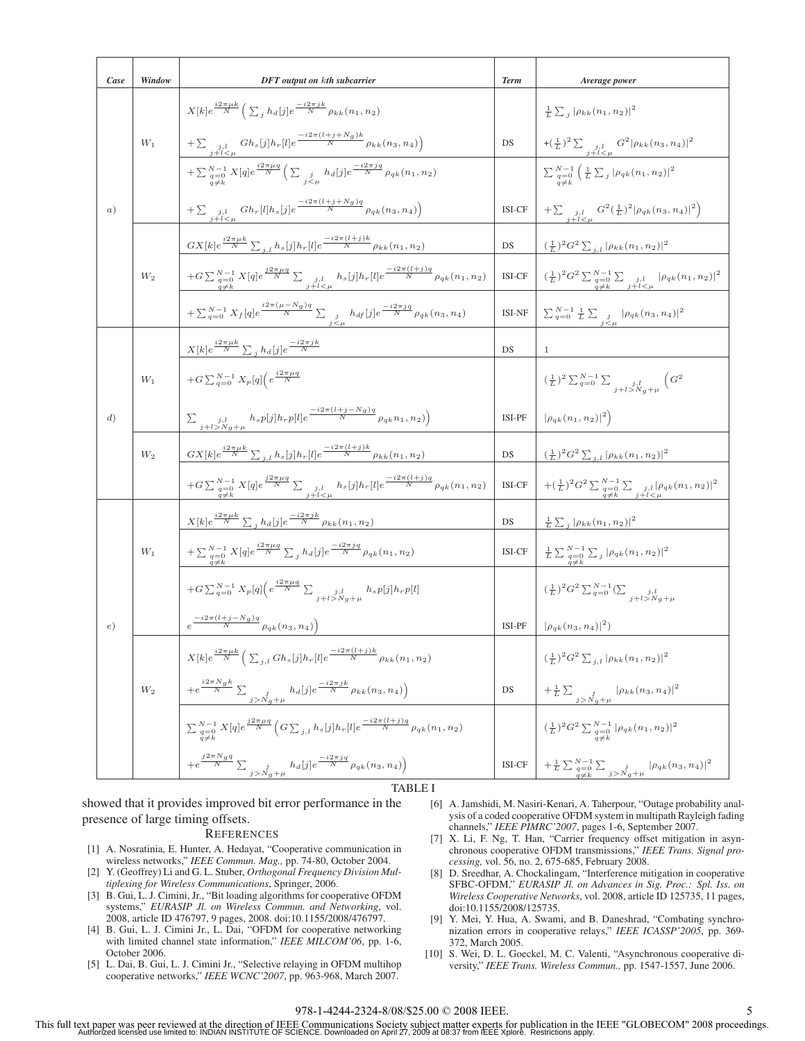| *Case* | *Window* | *DFT output on kth subcarrier* | *Term* | *Average power* |
|---|---|---|---|---|
| | $W_1$ | $X[k]e^{\frac{i2\pi\mu k}{N}}\Big(\sum_j h_d[j]e^{\frac{-i2\pi jk}{N}}\rho_{kk}(n_1,n_2)$ | | $\frac{1}{L}\sum_j \|\rho_{kk}(n_1,n_2)\|^2$ |
| | | $+\sum_{\substack{j,l\\ j+l<\mu}} Gh_s[j]h_r[l]e^{\frac{-i2\pi(l+j+N_g)k}{N}}\rho_{kk}(n_3,n_4)\Big)$ | DS | $+(\frac{1}{L})^2\sum_{\substack{j,l\\ j+l<\mu}} G^2\|\rho_{kk}(n_3,n_4)\|^2$ |
| | | $+\sum_{\substack{q=0\\ q\neq k}}^{N-1} X[q]e^{\frac{i2\pi\mu q}{N}}\Big(\sum_{\substack{j\\ j<\mu}} h_d[j]e^{\frac{-i2\pi jq}{N}}\rho_{qk}(n_1,n_2)$ | | $\sum_{\substack{q=0\\ q\neq k}}^{N-1}\Big(\frac{1}{L}\sum_j \|\rho_{qk}(n_1,n_2)\|^2$ |
| $a)$ | | $+\sum_{\substack{j,l\\ j+l<\mu}} Gh_r[l]h_s[j]e^{\frac{-i2\pi(l+j+N_g)q}{N}}\rho_{qk}(n_3,n_4)\Big)$ | ISI-CF | $+\sum_{\substack{j,l\\ j+l<\mu}} G^2(\frac{1}{L})^2\|\rho_{qk}(n_3,n_4)\|^2\Big)$ |
| | $W_2$ | $GX[k]e^{\frac{i2\pi\mu k}{N}}\sum_{j,l} h_s[j]h_r[l]e^{\frac{-i2\pi(l+j)k}{N}}\rho_{kk}(n_1,n_2)$ | DS | $(\frac{1}{L})^2G^2\sum_{j,l}\|\rho_{kk}(n_1,n_2)\|^2$ |
| | | $+G\sum_{\substack{q=0\\ q\neq k}}^{N-1} X[q]e^{\frac{j2\pi\mu q}{N}}\sum_{\substack{j,l\\ j+l<\mu}} h_s[j]h_r[l]e^{\frac{-i2\pi(l+j)q}{N}}\rho_{qk}(n_1,n_2)$ | ISI-CF | $(\frac{1}{L})^2G^2\sum_{\substack{q=0\\ q\neq k}}^{N-1}\sum_{\substack{j,l\\ j+l<\mu}}\|\rho_{qk}(n_1,n_2)\|^2$ |
| | | $+\sum_{q=0}^{N-1} X_f[q]e^{\frac{i2\pi(\mu-N_g)q}{N}}\sum_{\substack{j\\ j<\mu}} h_{df}[j]e^{\frac{-i2\pi jq}{N}}\rho_{qk}(n_3,n_4)$ | ISI-NF | $\sum_{q=0}^{N-1}\frac{1}{L}\sum_{\substack{j\\ j<\mu}}\|\rho_{qk}(n_3,n_4)\|^2$ |
| | $W_1$ | $X[k]e^{\frac{i2\pi\mu k}{N}}\sum_j h_d[j]e^{\frac{-i2\pi jk}{N}}$ | DS | 1 |
| | | $+G\sum_{q=0}^{N-1} X_p[q]\Big(e^{\frac{i2\pi\mu q}{N}}$ | | $(\frac{1}{L})^2\sum_{q=0}^{N-1}\sum_{\substack{j,l\\ j+l>N_g+\mu}}\Big(G^2$ |
| $d)$ | | $\sum_{\substack{j,l\\ j+l>N_g+\mu}} h_sp[j]h_rp[l]e^{\frac{-i2\pi(l+j-N_g)q}{N}}\rho_{qk}n_1,n_2)\Big)$ | ISI-PF | $\|\rho_{qk}(n_1,n_2)\|^2\Big)$ |
| | $W_2$ | $GX[k]e^{\frac{i2\pi\mu k}{N}}\sum_{j,l} h_s[j]h_r[l]e^{\frac{-i2\pi(l+j)k}{N}}\rho_{kk}(n_1,n_2)$ | DS | $(\frac{1}{L})^2G^2\sum_{j,l}\|\rho_{kk}(n_1,n_2)\|^2$ |
| | | $+G\sum_{\substack{q=0\\ q\neq k}}^{N-1} X[q]e^{\frac{j2\pi\mu q}{N}}\sum_{\substack{j,l\\ j+l<\mu}} h_s[j]h_r[l]e^{\frac{-i2\pi(l+j)q}{N}}\rho_{qk}(n_1,n_2)$ | ISI-CF | $+(\frac{1}{L})^2G^2\sum_{\substack{q=0\\ q\neq k}}^{N-1}\sum_{\substack{j,l\\ j+l<\mu}}\|\rho_{qk}(n_1,n_2)\|^2$ |
| | $W_1$ | $X[k]e^{\frac{i2\pi\mu k}{N}}\sum_j h_d[j]e^{\frac{-i2\pi jk}{N}}\rho_{kk}(n_1,n_2)$ | DS | $\frac{1}{L}\sum_j \|\rho_{kk}(n_1,n_2)\|^2$ |
| | | $+\sum_{\substack{q=0\\ q\neq k}}^{N-1} X[q]e^{\frac{i2\pi\mu q}{N}}\sum_j h_d[j]e^{\frac{-i2\pi jq}{N}}\rho_{qk}(n_1,n_2)$ | ISI-CF | $\frac{1}{L}\sum_{\substack{q=0\\ q\neq k}}^{N-1}\sum_j \|\rho_{qk}(n_1,n_2)\|^2$ |
| | | $+G\sum_{q=0}^{N-1} X_p[q]\Big(e^{\frac{i2\pi\mu q}{N}}\sum_{\substack{j,l\\ j+l>N_g+\mu}} h_sp[j]h_rp[l]$ | | $(\frac{1}{L})^2G^2\sum_{q=0}^{N-1}(\sum_{\substack{j,l\\ j+l>N_g+\mu}}$ |
| $e)$ | | $e^{\frac{-i2\pi(l+j-N_g)q}{N}}\rho_{qk}(n_3,n_4)\Big)$ | ISI-PF | $\|\rho_{qk}(n_3,n_4)\|^2)$ |
| | $W_2$ | $X[k]e^{\frac{i2\pi\mu k}{N}}\Big(\sum_{j,l} Gh_s[j]h_r[l]e^{\frac{-i2\pi(l+j)k}{N}}\rho_{kk}(n_1,n_2)$ | | $(\frac{1}{L})^2G^2\sum_{j,l}\|\rho_{kk}(n_1,n_2)\|^2$ |
| | | $+e^{\frac{i2\pi N_g k}{N}}\sum_{\substack{j\\ j>N_g+\mu}} h_d[j]e^{\frac{-i2\pi jk}{N}}\rho_{kk}(n_3,n_4)\Big)$ | DS | $+\frac{1}{L}\sum_{\substack{j\\ j>N_g+\mu}}\|\rho_{kk}(n_3,n_4)\|^2$ |
| | | $\sum_{\substack{q=0\\ q\neq k}}^{N-1} X[q]e^{\frac{j2\pi\mu q}{N}}\Big(G\sum_{j,l} h_s[j]h_r[l]e^{\frac{-i2\pi(l+j)q}{N}}\rho_{qk}(n_1,n_2)$ | | $(\frac{1}{L})^2G^2\sum_{\substack{q=0\\ q\neq k}}^{N-1}\|\rho_{qk}(n_1,n_2)\|^2$ |
| | | $+e^{\frac{j2\pi N_g q}{N}}\sum_{\substack{j\\ j>N_g+\mu}} h_d[j]e^{\frac{-i2\pi jq}{N}}\rho_{qk}(n_3,n_4)\Big)$ | ISI-CF | $+\frac{1}{L}\sum_{\substack{q=0\\ q\neq k}}^{N-1}\sum_{\substack{j\\ j>N_g+\mu}}\|\rho_{qk}(n_3,n_4)\|^2$ |

TABLE I

showed that it provides improved bit error performance in the presence of large timing offsets.

## REFERENCES

[1] A. Nosratinia, E. Hunter, A. Hedayat, "Cooperative communication in wireless networks," *IEEE Commun. Mag.,* pp. 74-80, October 2004.

[2] Y. (Geoffrey) Li and G. L. Stuber, *Orthogonal Frequency Division Multiplexing for Wireless Communications*, Springer, 2006.

[3] B. Gui, L. J. Cimini, Jr., "Bit loading algorithms for cooperative OFDM systems," *EURASIP Jl. on Wireless Commun. and Networking*, vol. 2008, article ID 476797, 9 pages, 2008. doi:10.1155/2008/476797.

[4] B. Gui, L. J. Cimini Jr., L. Dai, "OFDM for cooperative networking with limited channel state information," *IEEE MILCOM'06*, pp. 1-6, October 2006.

[5] L. Dai, B. Gui, L. J. Cimini Jr., "Selective relaying in OFDM multihop cooperative networks," *IEEE WCNC'2007*, pp. 963-968, March 2007.

[6] A. Jamshidi, M. Nasiri-Kenari, A. Taherpour, "Outage probability analysis of a coded cooperative OFDM system in multipath Rayleigh fading channels," *IEEE PIMRC'2007*, pages 1-6, September 2007.

[7] X. Li, F. Ng, T. Han, "Carrier frequency offset mitigation in asynchronous cooperative OFDM transmissions," *IEEE Trans. Signal processing,* vol. 56, no. 2, 675-685, February 2008.

[8] D. Sreedhar, A. Chockalingam, "Interference mitigation in cooperative SFBC-OFDM," *EURASIP Jl. on Advances in Sig. Proc.: Spl. Iss. on Wireless Cooperative Networks*, vol. 2008, article ID 125735, 11 pages, doi:10.1155/2008/125735.

[9] Y. Mei, Y. Hua, A. Swami, and B. Daneshrad, "Combating synchronization errors in cooperative relays," *IEEE ICASSP'2005*, pp. 369-372, March 2005.

[10] S. Wei, D. L. Goeckel, M. C. Valenti, "Asynchronous cooperative diversity," *IEEE Trans. Wireless Commun.,* pp. 1547-1557, June 2006.